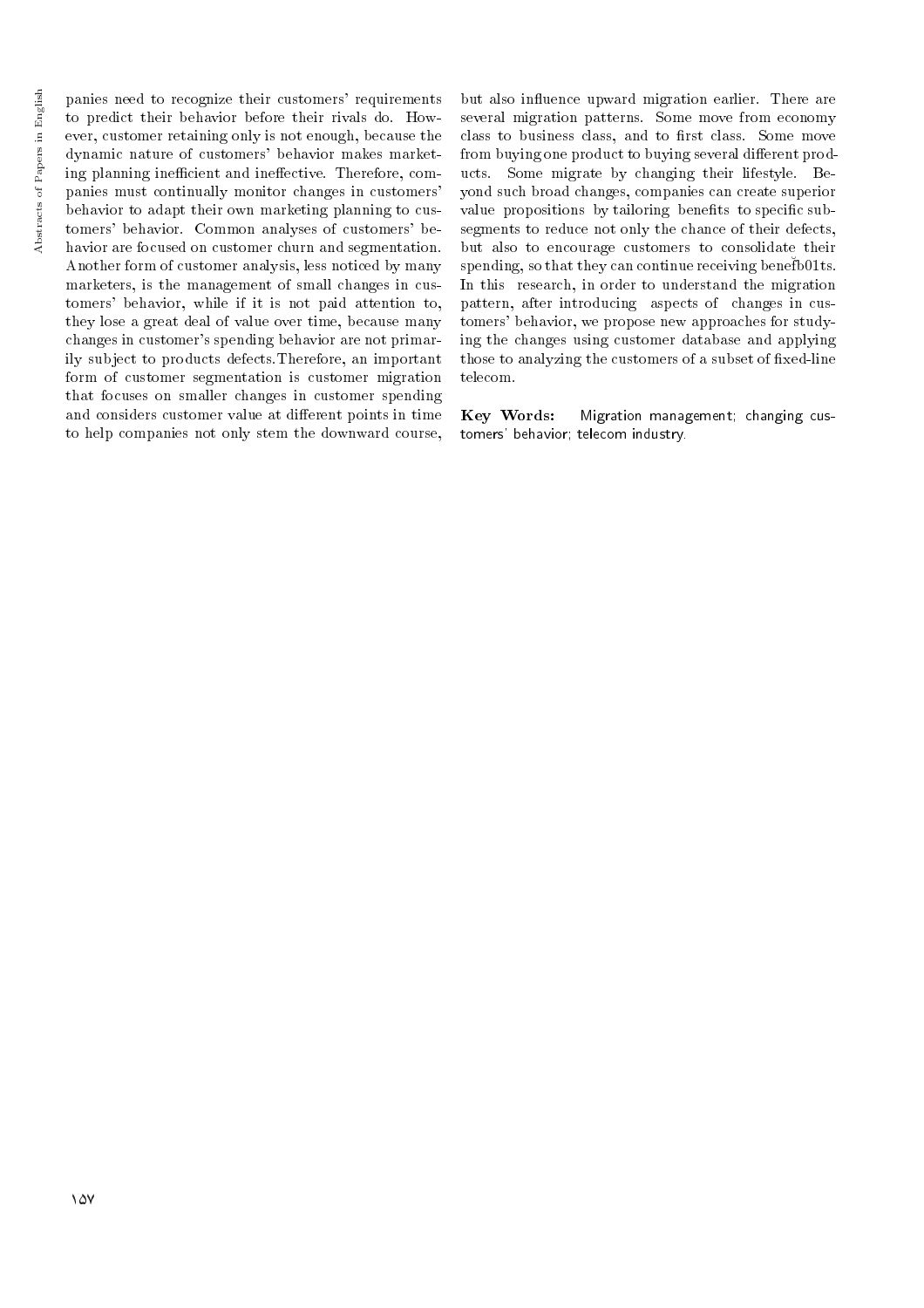panies need to recognize their customers' requirements to predict their behavior before their rivals do. However, customer retaining only is not enough, because the dynamic nature of customers' behavior makes marketing planning inefficient and ineffective. Therefore, companies must continually monitor changes in customers' behavior to adapt their own marketing planning to customers' behavior. Common analyses of customers' behavior are focused on customer churn and segmentation. Another form of customer analysis, less noticed by many marketers, is the management of small changes in customers' behavior, while if it is not paid attention to, they lose a great deal of value over time, because many changes in customer's spending behavior are not primarily subject to products defects.Therefore, an important form of customer segmentation is customer migration that focuses on smaller changes in customer spending and considers customer value at different points in time to help companies not only stem the downward course, but also influence upward migration earlier. There are several migration patterns. Some move from economy class to business class, and to first class. Some move from buying one product to buying several different products. Some migrate by changing their lifestyle. Beyond such broad changes, companies can create superior value propositions by tailoring benefits to specific subsegments to reduce not only the chance of their defects, but also to encourage customers to consolidate their spending, so that they can continue receiving beneﬁb01ts. In this research, in order to understand the migration pattern, after introducing aspects of changes in customers' behavior, we propose new approaches for studying the changes using customer database and applying those to analyzing the customers of a subset of fixed-line telecom.

**Key Words:** Migration management; changing customers' behavior; telecom industry.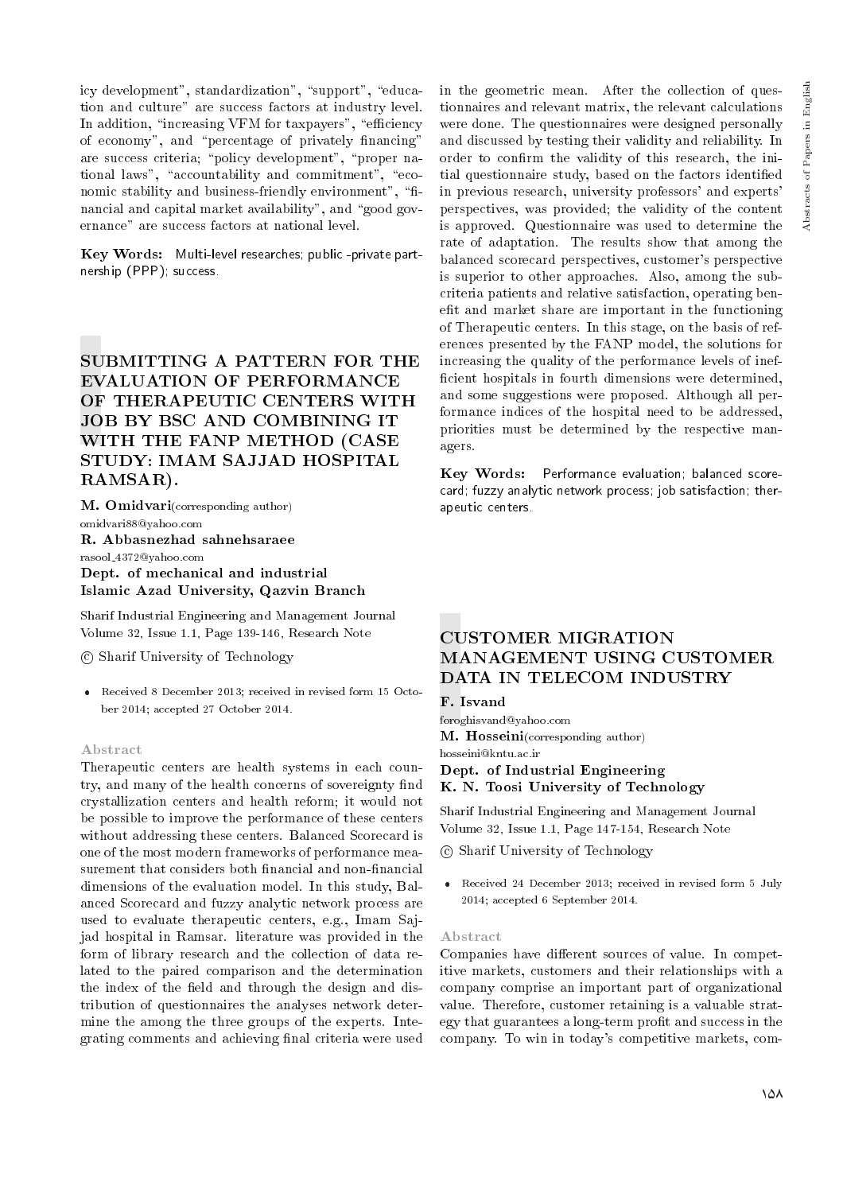icy development", standardization", "support", "education and culture" are success factors at industry level. In addition, "increasing VFM for taxpayers", "efficiency of economy", and "percentage of privately financing" are success criteria; "policy development", "proper national laws", "accountability and commitment", "economic stability and business-friendly environment", "financial and capital market availability", and "good governance" are success factors at national level.

**Key Words:** Multi-level researches; public -private partnership (PPP); success.

## SUBMITTING A PATTERN FOR THE EVALUATION OF PERFORMANCE OF THERAPEUTIC CENTERS WITH JOB BY BSC AND COMBINING IT WITH THE FANP METHOD (CASE STUDY: IMAM SAJJAD HOSPITAL RAMSAR).

**M. Omidvari**(corresponding author)
omidvari88@yahoo.com
**R. Abbasnezhad sahnehsaraee**
rasool_4372@yahoo.com
**Dept. of mechanical and industrial**
**Islamic Azad University, Qazvin Branch**

Sharif Industrial Engineering and Management Journal
Volume 32, Issue 1.1, Page 139-146, Research Note

© Sharif University of Technology

- Received 8 December 2013; received in revised form 15 October 2014; accepted 27 October 2014.

### Abstract

Therapeutic centers are health systems in each country, and many of the health concerns of sovereignty find crystallization centers and health reform; it would not be possible to improve the performance of these centers without addressing these centers. Balanced Scorecard is one of the most modern frameworks of performance measurement that considers both financial and non-financial dimensions of the evaluation model. In this study, Balanced Scorecard and fuzzy analytic network process are used to evaluate therapeutic centers, e.g., Imam Sajjad hospital in Ramsar. literature was provided in the form of library research and the collection of data related to the paired comparison and the determination the index of the field and through the design and distribution of questionnaires the analyses network determine the among the three groups of the experts. Integrating comments and achieving final criteria were used in the geometric mean. After the collection of questionnaires and relevant matrix, the relevant calculations were done. The questionnaires were designed personally and discussed by testing their validity and reliability. In order to confirm the validity of this research, the initial questionnaire study, based on the factors identified in previous research, university professors' and experts' perspectives, was provided; the validity of the content is approved. Questionnaire was used to determine the rate of adaptation. The results show that among the balanced scorecard perspectives, customer's perspective is superior to other approaches. Also, among the subcriteria patients and relative satisfaction, operating benefit and market share are important in the functioning of Therapeutic centers. In this stage, on the basis of references presented by the FANP model, the solutions for increasing the quality of the performance levels of inefficient hospitals in fourth dimensions were determined, and some suggestions were proposed. Although all performance indices of the hospital need to be addressed, priorities must be determined by the respective managers.

**Key Words:** Performance evaluation; balanced scorecard; fuzzy analytic network process; job satisfaction; therapeutic centers.

## CUSTOMER MIGRATION MANAGEMENT USING CUSTOMER DATA IN TELECOM INDUSTRY

**F. Isvand**
foroghisvand@yahoo.com
**M. Hosseini**(corresponding author)
hosseini@kntu.ac.ir
**Dept. of Industrial Engineering**
**K. N. Toosi University of Technology**

Sharif Industrial Engineering and Management Journal
Volume 32, Issue 1.1, Page 147-154, Research Note

© Sharif University of Technology

- Received 24 December 2013; received in revised form 5 July 2014; accepted 6 September 2014.

### Abstract

Companies have different sources of value. In competitive markets, customers and their relationships with a company comprise an important part of organizational value. Therefore, customer retaining is a valuable strategy that guarantees a long-term profit and success in the company. To win in today's competitive markets, com-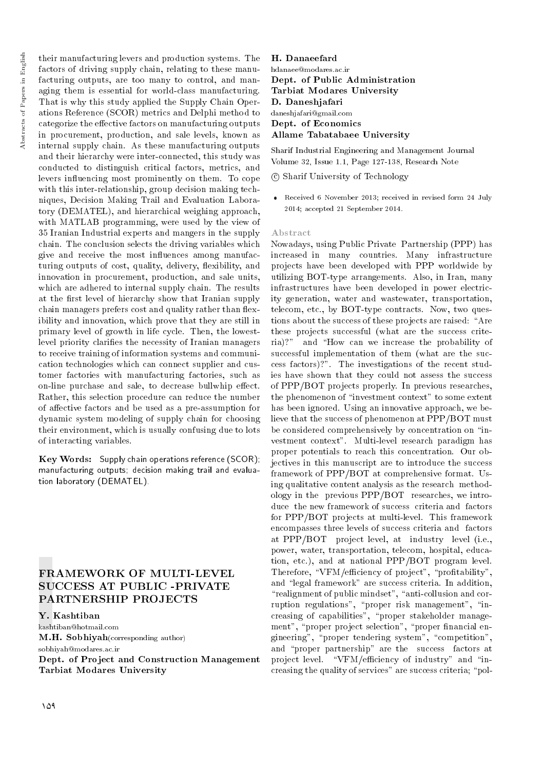their manufacturing levers and production systems. The factors of driving supply chain, relating to these manufacturing outputs, are too many to control, and managing them is essential for world-class manufacturing. That is why this study applied the Supply Chain Operations Reference (SCOR) metrics and Delphi method to categorize the effective factors on manufacturing outputs in procurement, production, and sale levels, known as internal supply chain. As these manufacturing outputs and their hierarchy were inter-connected, this study was conducted to distinguish critical factors, metrics, and levers influencing most prominently on them. To cope with this inter-relationship, group decision making techniques, Decision Making Trail and Evaluation Laboratory (DEMATEL), and hierarchical weighing approach, with MATLAB programming, were used by the view of 35 Iranian Industrial experts and mangers in the supply chain. The conclusion selects the driving variables which give and receive the most influences among manufacturing outputs of cost, quality, delivery, flexibility, and innovation in procurement, production, and sale units, which are adhered to internal supply chain. The results at the first level of hierarchy show that Iranian supply chain managers prefers cost and quality rather than flexibility and innovation, which prove that they are still in primary level of growth in life cycle. Then, the lowest-level priority clarifies the necessity of Iranian managers to receive training of information systems and communication technologies which can connect supplier and customer factories with manufacturing factories, such as on-line purchase and sale, to decrease bullwhip effect. Rather, this selection procedure can reduce the number of affective factors and be used as a pre-assumption for dynamic system modeling of supply chain for choosing their environment, which is usually confusing due to lots of interacting variables.

**Key Words:** Supply chain operations reference (SCOR); manufacturing outputs; decision making trail and evaluation laboratory (DEMATEL).

## FRAMEWORK OF MULTI-LEVEL SUCCESS AT PUBLIC -PRIVATE PARTNERSHIP PROJECTS

**Y. Kashtiban**
kashtiban@hotmail.com
**M.H. Sobhiyah** (corresponding author)
sobhiyah@modares.ac.ir
**Dept. of Project and Construction Management**
**Tarbiat Modares University**

**H. Danaeefard**
hdanaee@modares.ac.ir
**Dept. of Public Administration**
**Tarbiat Modares University**
**D. Daneshjafari**
daneshjafari@gmail.com
**Dept. of Economics**
**Allame Tabatabaee University**

Sharif Industrial Engineering and Management Journal
Volume 32, Issue 1.1, Page 127-138, Research Note

© Sharif University of Technology

- Received 6 November 2013; received in revised form 24 July 2014; accepted 21 September 2014.

### Abstract

Nowadays, using Public Private Partnership (PPP) has increased in many countries. Many infrastructure projects have been developed with PPP worldwide by utilizing BOT-type arrangements. Also, in Iran, many infrastructures have been developed in power electricity generation, water and wastewater, transportation, telecom, etc., by BOT-type contracts. Now, two questions about the success of these projects are raised: "Are these projects successful (what are the success criteria)?" and "How can we increase the probability of successful implementation of them (what are the success factors)?". The investigations of the recent studies have shown that they could not assess the success of PPP/BOT projects properly. In previous researches, the phenomenon of "investment context" to some extent has been ignored. Using an innovative approach, we believe that the success of phenomenon at PPP/BOT must be considered comprehensively by concentration on "investment context". Multi-level research paradigm has proper potentials to reach this concentration. Our objectives in this manuscript are to introduce the success framework of PPP/BOT at comprehensive format. Using qualitative content analysis as the research methodology in the previous PPP/BOT researches, we introduce the new framework of success criteria and factors for PPP/BOT projects at multi-level. This framework encompasses three levels of success criteria and factors at PPP/BOT project level, at industry level (i.e., power, water, transportation, telecom, hospital, education, etc.), and at national PPP/BOT program level. Therefore, "VFM/efficiency of project", "profitability", and "legal framework" are success criteria. In addition, "realignment of public mindset", "anti-collusion and corruption regulations", "proper risk management", "increasing of capabilities", "proper stakeholder management", "proper project selection", "proper financial engineering", "proper tendering system", "competition", and "proper partnership" are the success factors at project level. "VFM/efficiency of industry" and "increasing the quality of services" are success criteria; "pol-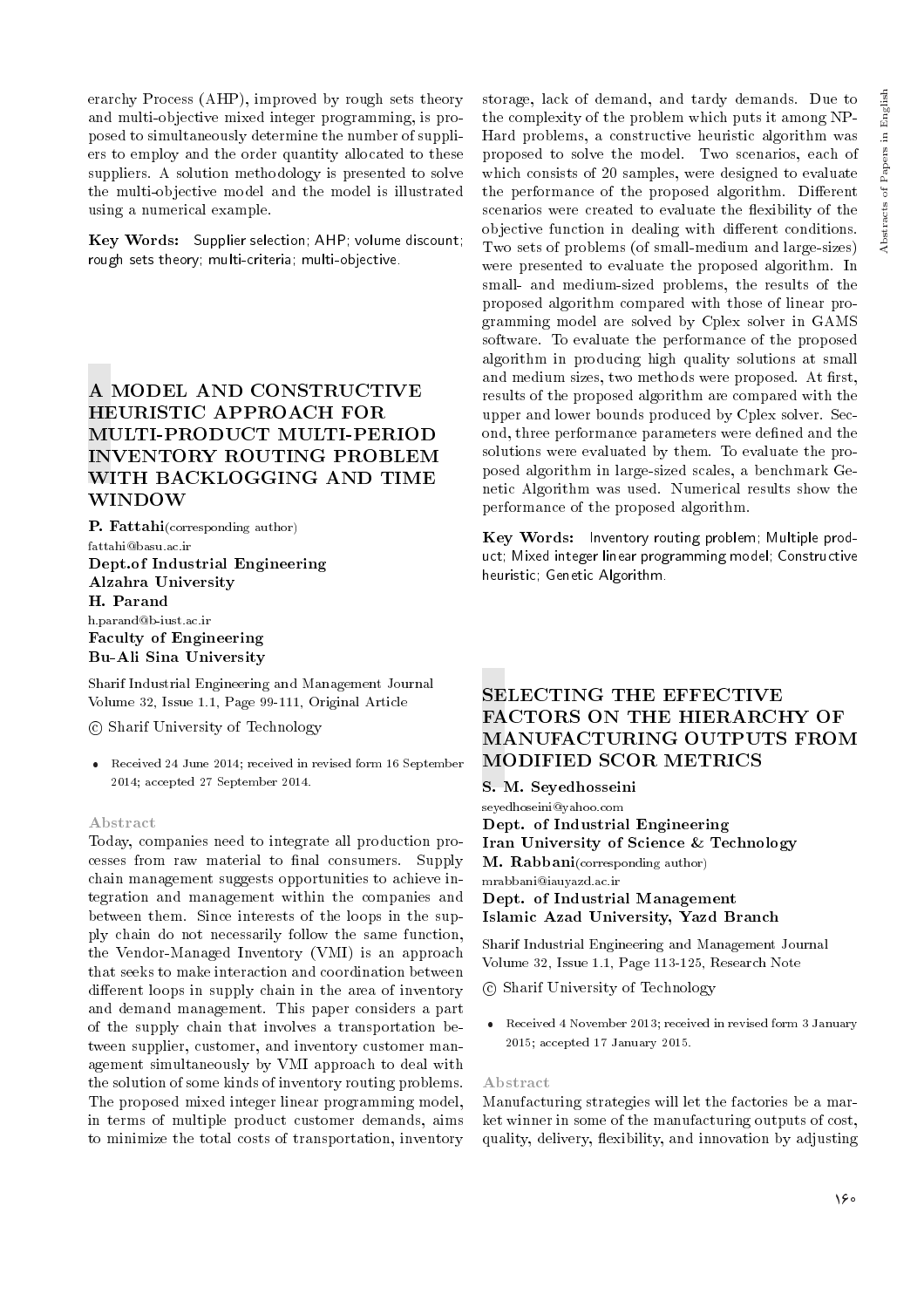erarchy Process (AHP), improved by rough sets theory and multi-objective mixed integer programming, is proposed to simultaneously determine the number of suppliers to employ and the order quantity allocated to these suppliers. A solution methodology is presented to solve the multi-objective model and the model is illustrated using a numerical example.

**Key Words:** Supplier selection; AHP; volume discount; rough sets theory; multi-criteria; multi-objective.

## A MODEL AND CONSTRUCTIVE HEURISTIC APPROACH FOR MULTI-PRODUCT MULTI-PERIOD INVENTORY ROUTING PROBLEM WITH BACKLOGGING AND TIME WINDOW

**P. Fattahi**(corresponding author)
fattahi@basu.ac.ir
**Dept.of Industrial Engineering**
**Alzahra University**
**H. Parand**
h.parand@b-iust.ac.ir
**Faculty of Engineering**
**Bu-Ali Sina University**

Sharif Industrial Engineering and Management Journal
Volume 32, Issue 1.1, Page 99-111, Original Article

© Sharif University of Technology

- Received 24 June 2014; received in revised form 16 September 2014; accepted 27 September 2014.

### Abstract

Today, companies need to integrate all production processes from raw material to final consumers. Supply chain management suggests opportunities to achieve integration and management within the companies and between them. Since interests of the loops in the supply chain do not necessarily follow the same function, the Vendor-Managed Inventory (VMI) is an approach that seeks to make interaction and coordination between different loops in supply chain in the area of inventory and demand management. This paper considers a part of the supply chain that involves a transportation between supplier, customer, and inventory customer management simultaneously by VMI approach to deal with the solution of some kinds of inventory routing problems. The proposed mixed integer linear programming model, in terms of multiple product customer demands, aims to minimize the total costs of transportation, inventory storage, lack of demand, and tardy demands. Due to the complexity of the problem which puts it among NP-Hard problems, a constructive heuristic algorithm was proposed to solve the model. Two scenarios, each of which consists of 20 samples, were designed to evaluate the performance of the proposed algorithm. Different scenarios were created to evaluate the flexibility of the objective function in dealing with different conditions. Two sets of problems (of small-medium and large-sizes) were presented to evaluate the proposed algorithm. In small- and medium-sized problems, the results of the proposed algorithm compared with those of linear programming model are solved by Cplex solver in GAMS software. To evaluate the performance of the proposed algorithm in producing high quality solutions at small and medium sizes, two methods were proposed. At first, results of the proposed algorithm are compared with the upper and lower bounds produced by Cplex solver. Second, three performance parameters were defined and the solutions were evaluated by them. To evaluate the proposed algorithm in large-sized scales, a benchmark Genetic Algorithm was used. Numerical results show the performance of the proposed algorithm.

**Key Words:** Inventory routing problem; Multiple product; Mixed integer linear programming model; Constructive heuristic; Genetic Algorithm.

## SELECTING THE EFFECTIVE FACTORS ON THE HIERARCHY OF MANUFACTURING OUTPUTS FROM MODIFIED SCOR METRICS

**S. M. Seyedhosseini**
seyedhoseini@yahoo.com
**Dept. of Industrial Engineering**
**Iran University of Science & Technology**
**M. Rabbani**(corresponding author)
mrabbani@iauyazd.ac.ir
**Dept. of Industrial Management**
**Islamic Azad University, Yazd Branch**

Sharif Industrial Engineering and Management Journal
Volume 32, Issue 1.1, Page 113-125, Research Note

© Sharif University of Technology

- Received 4 November 2013; received in revised form 3 January 2015; accepted 17 January 2015.

### Abstract

Manufacturing strategies will let the factories be a market winner in some of the manufacturing outputs of cost, quality, delivery, flexibility, and innovation by adjusting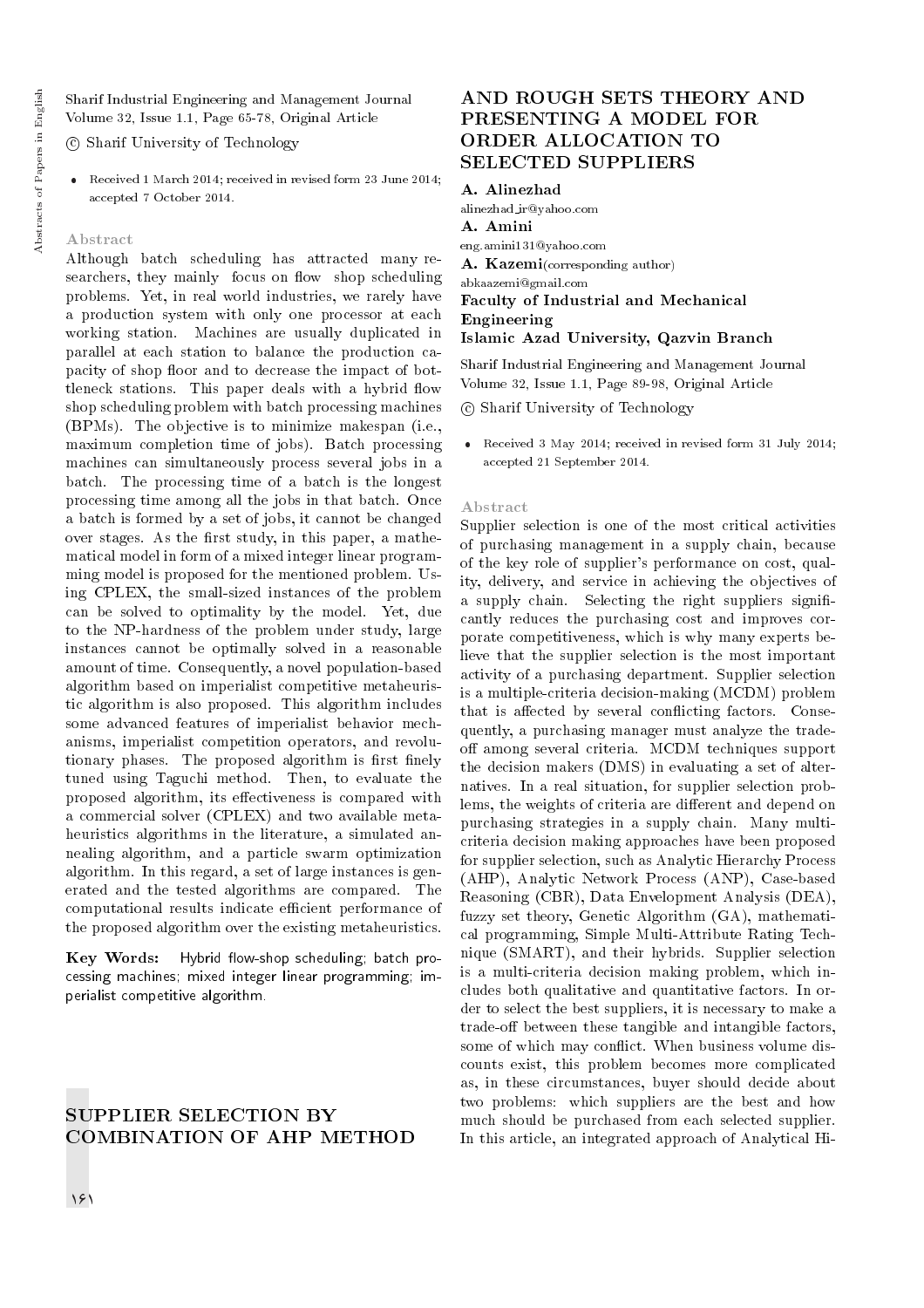Sharif Industrial Engineering and Management Journal
Volume 32, Issue 1.1, Page 65-78, Original Article

© Sharif University of Technology

- Received 1 March 2014; received in revised form 23 June 2014; accepted 7 October 2014.

### Abstract

Although batch scheduling has attracted many researchers, they mainly focus on flow shop scheduling problems. Yet, in real world industries, we rarely have a production system with only one processor at each working station. Machines are usually duplicated in parallel at each station to balance the production capacity of shop floor and to decrease the impact of bottleneck stations. This paper deals with a hybrid flow shop scheduling problem with batch processing machines (BPMs). The objective is to minimize makespan (i.e., maximum completion time of jobs). Batch processing machines can simultaneously process several jobs in a batch. The processing time of a batch is the longest processing time among all the jobs in that batch. Once a batch is formed by a set of jobs, it cannot be changed over stages. As the first study, in this paper, a mathematical model in form of a mixed integer linear programming model is proposed for the mentioned problem. Using CPLEX, the small-sized instances of the problem can be solved to optimality by the model. Yet, due to the NP-hardness of the problem under study, large instances cannot be optimally solved in a reasonable amount of time. Consequently, a novel population-based algorithm based on imperialist competitive metaheuristic algorithm is also proposed. This algorithm includes some advanced features of imperialist behavior mechanisms, imperialist competition operators, and revolutionary phases. The proposed algorithm is first finely tuned using Taguchi method. Then, to evaluate the proposed algorithm, its effectiveness is compared with a commercial solver (CPLEX) and two available metaheuristics algorithms in the literature, a simulated annealing algorithm, and a particle swarm optimization algorithm. In this regard, a set of large instances is generated and the tested algorithms are compared. The computational results indicate efficient performance of the proposed algorithm over the existing metaheuristics.

**Key Words:** Hybrid flow-shop scheduling; batch processing machines; mixed integer linear programming; imperialist competitive algorithm.

## SUPPLIER SELECTION BY COMBINATION OF AHP METHOD AND ROUGH SETS THEORY AND PRESENTING A MODEL FOR ORDER ALLOCATION TO SELECTED SUPPLIERS

**A. Alinezhad**
alinezhad_ir@yahoo.com

**A. Amini**
eng.amini131@yahoo.com

**A. Kazemi**(corresponding author)
abkaazemi@gmail.com

**Faculty of Industrial and Mechanical Engineering**
**Islamic Azad University, Qazvin Branch**

Sharif Industrial Engineering and Management Journal
Volume 32, Issue 1.1, Page 89-98, Original Article

© Sharif University of Technology

- Received 3 May 2014; received in revised form 31 July 2014; accepted 21 September 2014.

### Abstract

Supplier selection is one of the most critical activities of purchasing management in a supply chain, because of the key role of supplier's performance on cost, quality, delivery, and service in achieving the objectives of a supply chain. Selecting the right suppliers significantly reduces the purchasing cost and improves corporate competitiveness, which is why many experts believe that the supplier selection is the most important activity of a purchasing department. Supplier selection is a multiple-criteria decision-making (MCDM) problem that is affected by several conflicting factors. Consequently, a purchasing manager must analyze the trade-off among several criteria. MCDM techniques support the decision makers (DMS) in evaluating a set of alternatives. In a real situation, for supplier selection problems, the weights of criteria are different and depend on purchasing strategies in a supply chain. Many multi-criteria decision making approaches have been proposed for supplier selection, such as Analytic Hierarchy Process (AHP), Analytic Network Process (ANP), Case-based Reasoning (CBR), Data Envelopment Analysis (DEA), fuzzy set theory, Genetic Algorithm (GA), mathematical programming, Simple Multi-Attribute Rating Technique (SMART), and their hybrids. Supplier selection is a multi-criteria decision making problem, which includes both qualitative and quantitative factors. In order to select the best suppliers, it is necessary to make a trade-off between these tangible and intangible factors, some of which may conflict. When business volume discounts exist, this problem becomes more complicated as, in these circumstances, buyer should decide about two problems: which suppliers are the best and how much should be purchased from each selected supplier. In this article, an integrated approach of Analytical Hi-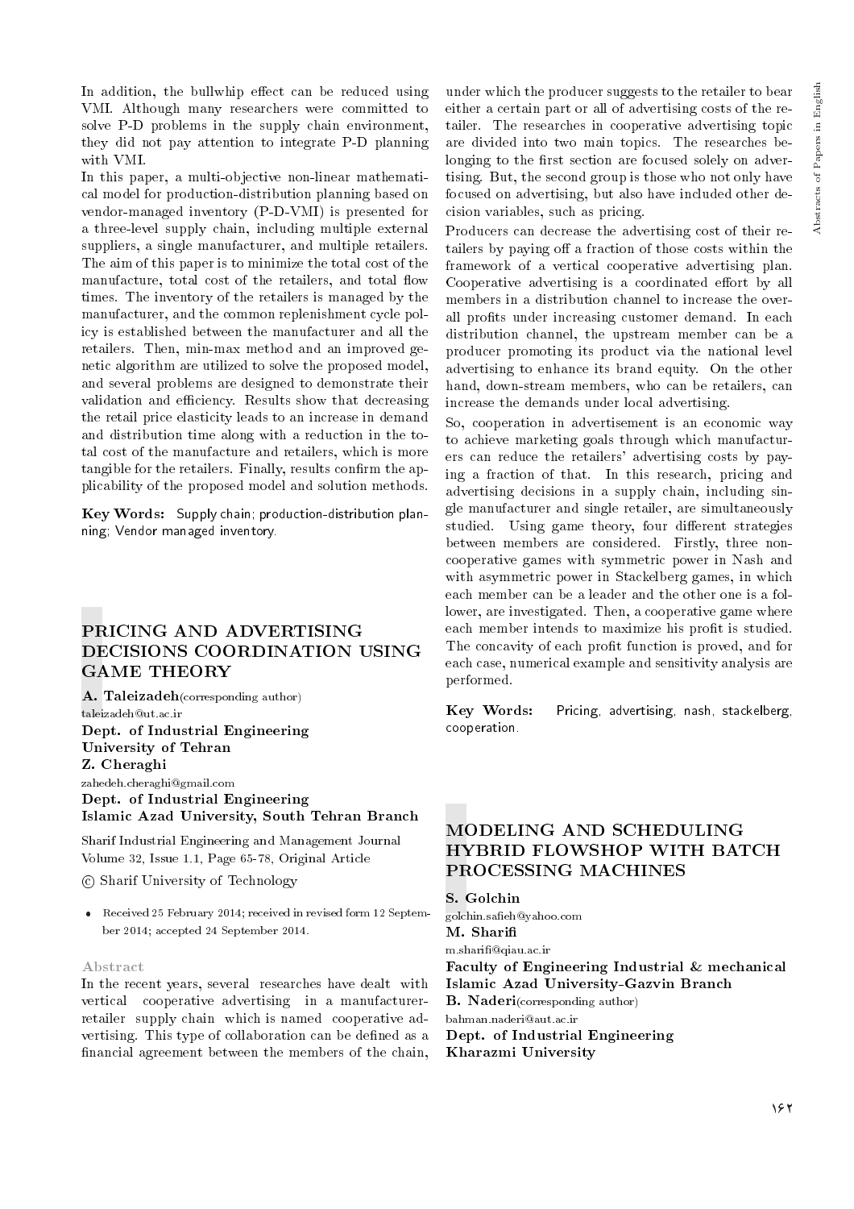In addition, the bullwhip effect can be reduced using VMI. Although many researchers were committed to solve P-D problems in the supply chain environment, they did not pay attention to integrate P-D planning with VMI.

In this paper, a multi-objective non-linear mathematical model for production-distribution planning based on vendor-managed inventory (P-D-VMI) is presented for a three-level supply chain, including multiple external suppliers, a single manufacturer, and multiple retailers. The aim of this paper is to minimize the total cost of the manufacture, total cost of the retailers, and total flow times. The inventory of the retailers is managed by the manufacturer, and the common replenishment cycle policy is established between the manufacturer and all the retailers. Then, min-max method and an improved genetic algorithm are utilized to solve the proposed model, and several problems are designed to demonstrate their validation and efficiency. Results show that decreasing the retail price elasticity leads to an increase in demand and distribution time along with a reduction in the total cost of the manufacture and retailers, which is more tangible for the retailers. Finally, results confirm the applicability of the proposed model and solution methods.

**Key Words:** Supply chain; production-distribution planning; Vendor managed inventory.

## PRICING AND ADVERTISING DECISIONS COORDINATION USING GAME THEORY

**A. Taleizadeh**(corresponding author)
taleizadeh@ut.ac.ir
**Dept. of Industrial Engineering**
**University of Tehran**
**Z. Cheraghi**
zahedeh.cheraghi@gmail.com
**Dept. of Industrial Engineering**
**Islamic Azad University, South Tehran Branch**

Sharif Industrial Engineering and Management Journal
Volume 32, Issue 1.1, Page 65-78, Original Article

© Sharif University of Technology

- Received 25 February 2014; received in revised form 12 September 2014; accepted 24 September 2014.

### Abstract

In the recent years, several researches have dealt with vertical cooperative advertising in a manufacturer-retailer supply chain which is named cooperative advertising. This type of collaboration can be defined as a financial agreement between the members of the chain, under which the producer suggests to the retailer to bear either a certain part or all of advertising costs of the retailer. The researches in cooperative advertising topic are divided into two main topics. The researches belonging to the first section are focused solely on advertising. But, the second group is those who not only have focused on advertising, but also have included other decision variables, such as pricing.

Producers can decrease the advertising cost of their retailers by paying off a fraction of those costs within the framework of a vertical cooperative advertising plan. Cooperative advertising is a coordinated effort by all members in a distribution channel to increase the overall profits under increasing customer demand. In each distribution channel, the upstream member can be a producer promoting its product via the national level advertising to enhance its brand equity. On the other hand, down-stream members, who can be retailers, can increase the demands under local advertising.

So, cooperation in advertisement is an economic way to achieve marketing goals through which manufacturers can reduce the retailers' advertising costs by paying a fraction of that. In this research, pricing and advertising decisions in a supply chain, including single manufacturer and single retailer, are simultaneously studied. Using game theory, four different strategies between members are considered. Firstly, three non-cooperative games with symmetric power in Nash and with asymmetric power in Stackelberg games, in which each member can be a leader and the other one is a follower, are investigated. Then, a cooperative game where each member intends to maximize his profit is studied. The concavity of each profit function is proved, and for each case, numerical example and sensitivity analysis are performed.

**Key Words:** Pricing, advertising, nash, stackelberg, cooperation.

## MODELING AND SCHEDULING HYBRID FLOWSHOP WITH BATCH PROCESSING MACHINES

**S. Golchin**
golchin.safieh@yahoo.com
**M. Sharifi**
m.sharifi@qiau.ac.ir
**Faculty of Engineering Industrial & mechanical**
**Islamic Azad University-Gazvin Branch**
**B. Naderi**(corresponding author)
bahman.naderi@aut.ac.ir
**Dept. of Industrial Engineering**
**Kharazmi University**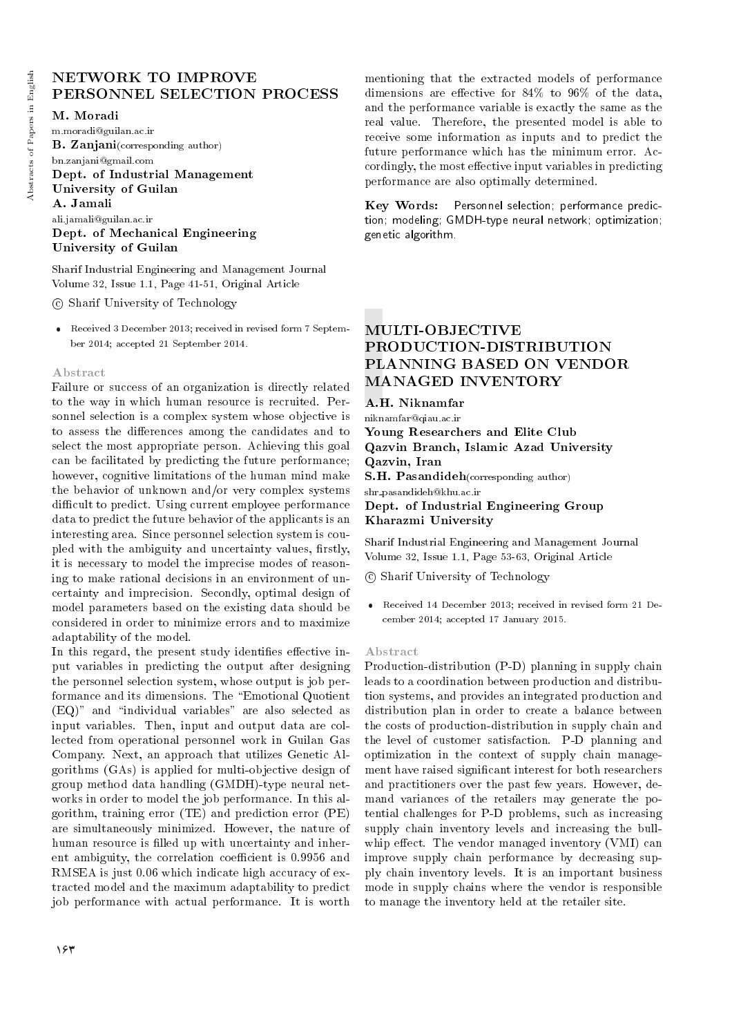## NETWORK TO IMPROVE PERSONNEL SELECTION PROCESS

**M. Moradi**
m.moradi@guilan.ac.ir
**B. Zanjani**(corresponding author)
bn.zanjani@gmail.com
**Dept. of Industrial Management**
**University of Guilan**
**A. Jamali**
ali.jamali@guilan.ac.ir
**Dept. of Mechanical Engineering**
**University of Guilan**

Sharif Industrial Engineering and Management Journal
Volume 32, Issue 1.1, Page 41-51, Original Article

© Sharif University of Technology

- Received 3 December 2013; received in revised form 7 September 2014; accepted 21 September 2014.

### Abstract

Failure or success of an organization is directly related to the way in which human resource is recruited. Personnel selection is a complex system whose objective is to assess the differences among the candidates and to select the most appropriate person. Achieving this goal can be facilitated by predicting the future performance; however, cognitive limitations of the human mind make the behavior of unknown and/or very complex systems difficult to predict. Using current employee performance data to predict the future behavior of the applicants is an interesting area. Since personnel selection system is coupled with the ambiguity and uncertainty values, firstly, it is necessary to model the imprecise modes of reasoning to make rational decisions in an environment of uncertainty and imprecision. Secondly, optimal design of model parameters based on the existing data should be considered in order to minimize errors and to maximize adaptability of the model.

In this regard, the present study identifies effective input variables in predicting the output after designing the personnel selection system, whose output is job performance and its dimensions. The "Emotional Quotient (EQ)" and "individual variables" are also selected as input variables. Then, input and output data are collected from operational personnel work in Guilan Gas Company. Next, an approach that utilizes Genetic Algorithms (GAs) is applied for multi-objective design of group method data handling (GMDH)-type neural networks in order to model the job performance. In this algorithm, training error (TE) and prediction error (PE) are simultaneously minimized. However, the nature of human resource is filled up with uncertainty and inherent ambiguity, the correlation coefficient is 0.9956 and RMSEA is just 0.06 which indicate high accuracy of extracted model and the maximum adaptability to predict job performance with actual performance. It is worth mentioning that the extracted models of performance dimensions are effective for 84% to 96% of the data, and the performance variable is exactly the same as the real value. Therefore, the presented model is able to receive some information as inputs and to predict the future performance which has the minimum error. Accordingly, the most effective input variables in predicting performance are also optimally determined.

**Key Words:** Personnel selection; performance prediction; modeling; GMDH-type neural network; optimization; genetic algorithm.

## MULTI-OBJECTIVE PRODUCTION-DISTRIBUTION PLANNING BASED ON VENDOR MANAGED INVENTORY

**A.H. Niknamfar**
niknamfar@qiau.ac.ir
**Young Researchers and Elite Club**
**Qazvin Branch, Islamic Azad University**
**Qazvin, Iran**
**S.H. Pasandideh**(corresponding author)
shr_pasandideh@khu.ac.ir
**Dept. of Industrial Engineering Group**
**Kharazmi University**

Sharif Industrial Engineering and Management Journal
Volume 32, Issue 1.1, Page 53-63, Original Article

© Sharif University of Technology

- Received 14 December 2013; received in revised form 21 December 2014; accepted 17 January 2015.

### Abstract

Production-distribution (P-D) planning in supply chain leads to a coordination between production and distribution systems, and provides an integrated production and distribution plan in order to create a balance between the costs of production-distribution in supply chain and the level of customer satisfaction. P-D planning and optimization in the context of supply chain management have raised significant interest for both researchers and practitioners over the past few years. However, demand variances of the retailers may generate the potential challenges for P-D problems, such as increasing supply chain inventory levels and increasing the bullwhip effect. The vendor managed inventory (VMI) can improve supply chain performance by decreasing supply chain inventory levels. It is an important business mode in supply chains where the vendor is responsible to manage the inventory held at the retailer site.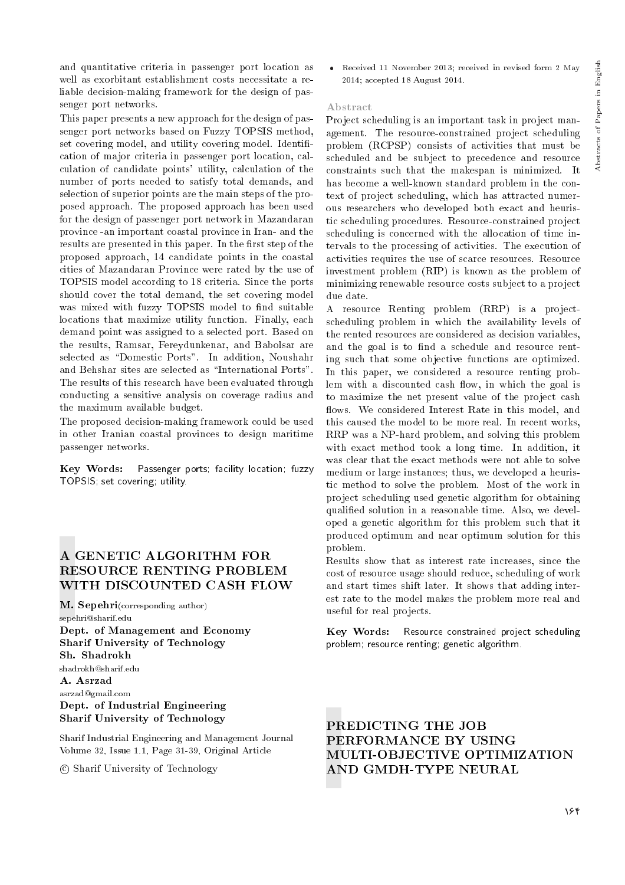and quantitative criteria in passenger port location as well as exorbitant establishment costs necessitate a reliable decision-making framework for the design of passenger port networks.

This paper presents a new approach for the design of passenger port networks based on Fuzzy TOPSIS method, set covering model, and utility covering model. Identification of major criteria in passenger port location, calculation of candidate points' utility, calculation of the number of ports needed to satisfy total demands, and selection of superior points are the main steps of the proposed approach. The proposed approach has been used for the design of passenger port network in Mazandaran province -an important coastal province in Iran- and the results are presented in this paper. In the first step of the proposed approach, 14 candidate points in the coastal cities of Mazandaran Province were rated by the use of TOPSIS model according to 18 criteria. Since the ports should cover the total demand, the set covering model was mixed with fuzzy TOPSIS model to find suitable locations that maximize utility function. Finally, each demand point was assigned to a selected port. Based on the results, Ramsar, Fereydunkenar, and Babolsar are selected as "Domestic Ports". In addition, Noushahr and Behshar sites are selected as "International Ports". The results of this research have been evaluated through conducting a sensitive analysis on coverage radius and the maximum available budget.

The proposed decision-making framework could be used in other Iranian coastal provinces to design maritime passenger networks.

**Key Words:** Passenger ports; facility location; fuzzy TOPSIS; set covering; utility.

## A GENETIC ALGORITHM FOR RESOURCE RENTING PROBLEM WITH DISCOUNTED CASH FLOW

**M. Sepehri**(corresponding author)
sepehri@sharif.edu
**Dept. of Management and Economy**
**Sharif University of Technology**
**Sh. Shadrokh**
shadrokh@sharif.edu
**A. Asrzad**
asrzad@gmail.com
**Dept. of Industrial Engineering**
**Sharif University of Technology**

Sharif Industrial Engineering and Management Journal
Volume 32, Issue 1.1, Page 31-39, Original Article

© Sharif University of Technology

- Received 11 November 2013; received in revised form 2 May 2014; accepted 18 August 2014.

### Abstract

Project scheduling is an important task in project management. The resource-constrained project scheduling problem (RCPSP) consists of activities that must be scheduled and be subject to precedence and resource constraints such that the makespan is minimized. It has become a well-known standard problem in the context of project scheduling, which has attracted numerous researchers who developed both exact and heuristic scheduling procedures. Resource-constrained project scheduling is concerned with the allocation of time intervals to the processing of activities. The execution of activities requires the use of scarce resources. Resource investment problem (RIP) is known as the problem of minimizing renewable resource costs subject to a project due date.

A resource Renting problem (RRP) is a project-scheduling problem in which the availability levels of the rented resources are considered as decision variables, and the goal is to find a schedule and resource renting such that some objective functions are optimized. In this paper, we considered a resource renting problem with a discounted cash flow, in which the goal is to maximize the net present value of the project cash flows. We considered Interest Rate in this model, and this caused the model to be more real. In recent works, RRP was a NP-hard problem, and solving this problem with exact method took a long time. In addition, it was clear that the exact methods were not able to solve medium or large instances; thus, we developed a heuristic method to solve the problem. Most of the work in project scheduling used genetic algorithm for obtaining qualified solution in a reasonable time. Also, we developed a genetic algorithm for this problem such that it produced optimum and near optimum solution for this problem.

Results show that as interest rate increases, since the cost of resource usage should reduce, scheduling of work and start times shift later. It shows that adding interest rate to the model makes the problem more real and useful for real projects.

**Key Words:** Resource constrained project scheduling problem; resource renting; genetic algorithm.

## PREDICTING THE JOB PERFORMANCE BY USING MULTI-OBJECTIVE OPTIMIZATION AND GMDH-TYPE NEURAL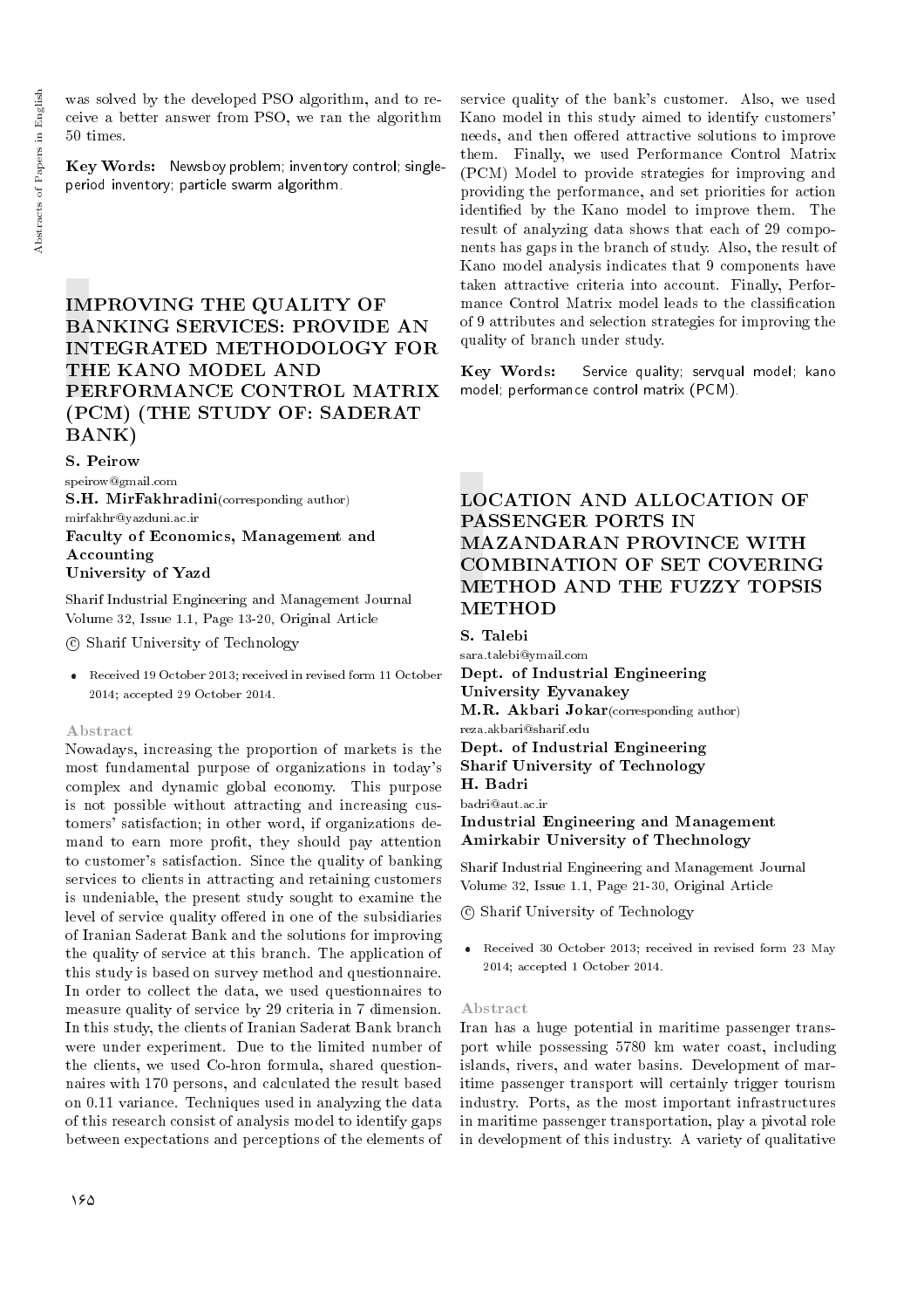was solved by the developed PSO algorithm, and to receive a better answer from PSO, we ran the algorithm 50 times.

**Key Words:** Newsboy problem; inventory control; single-period inventory; particle swarm algorithm.

## IMPROVING THE QUALITY OF BANKING SERVICES: PROVIDE AN INTEGRATED METHODOLOGY FOR THE KANO MODEL AND PERFORMANCE CONTROL MATRIX (PCM) (THE STUDY OF: SADERAT BANK)

**S. Peirow**
speirow@gmail.com
**S.H. MirFakhradini**(corresponding author)
mirfakhr@yazduni.ac.ir
**Faculty of Economics, Management and Accounting**
**University of Yazd**

Sharif Industrial Engineering and Management Journal
Volume 32, Issue 1.1, Page 13-20, Original Article

© Sharif University of Technology

- Received 19 October 2013; received in revised form 11 October 2014; accepted 29 October 2014.

### Abstract

Nowadays, increasing the proportion of markets is the most fundamental purpose of organizations in today's complex and dynamic global economy. This purpose is not possible without attracting and increasing customers' satisfaction; in other word, if organizations demand to earn more profit, they should pay attention to customer's satisfaction. Since the quality of banking services to clients in attracting and retaining customers is undeniable, the present study sought to examine the level of service quality offered in one of the subsidiaries of Iranian Saderat Bank and the solutions for improving the quality of service at this branch. The application of this study is based on survey method and questionnaire. In order to collect the data, we used questionnaires to measure quality of service by 29 criteria in 7 dimension. In this study, the clients of Iranian Saderat Bank branch were under experiment. Due to the limited number of the clients, we used Co-hron formula, shared questionnaires with 170 persons, and calculated the result based on 0.11 variance. Techniques used in analyzing the data of this research consist of analysis model to identify gaps between expectations and perceptions of the elements of service quality of the bank's customer. Also, we used Kano model in this study aimed to identify customers' needs, and then offered attractive solutions to improve them. Finally, we used Performance Control Matrix (PCM) Model to provide strategies for improving and providing the performance, and set priorities for action identified by the Kano model to improve them. The result of analyzing data shows that each of 29 components has gaps in the branch of study. Also, the result of Kano model analysis indicates that 9 components have taken attractive criteria into account. Finally, Performance Control Matrix model leads to the classification of 9 attributes and selection strategies for improving the quality of branch under study.

**Key Words:** Service quality; servqual model; kano model; performance control matrix (PCM).

## LOCATION AND ALLOCATION OF PASSENGER PORTS IN MAZANDARAN PROVINCE WITH COMBINATION OF SET COVERING METHOD AND THE FUZZY TOPSIS METHOD

**S. Talebi**
sara.talebi@ymail.com
**Dept. of Industrial Engineering**
**University Eyvanakey**
**M.R. Akbari Jokar**(corresponding author)
reza.akbari@sharif.edu
**Dept. of Industrial Engineering**
**Sharif University of Technology**
**H. Badri**
badri@aut.ac.ir
**Industrial Engineering and Management**
**Amirkabir University of Thechnology**

Sharif Industrial Engineering and Management Journal
Volume 32, Issue 1.1, Page 21-30, Original Article

© Sharif University of Technology

- Received 30 October 2013; received in revised form 23 May 2014; accepted 1 October 2014.

### Abstract

Iran has a huge potential in maritime passenger transport while possessing 5780 km water coast, including islands, rivers, and water basins. Development of maritime passenger transport will certainly trigger tourism industry. Ports, as the most important infrastructures in maritime passenger transportation, play a pivotal role in development of this industry. A variety of qualitative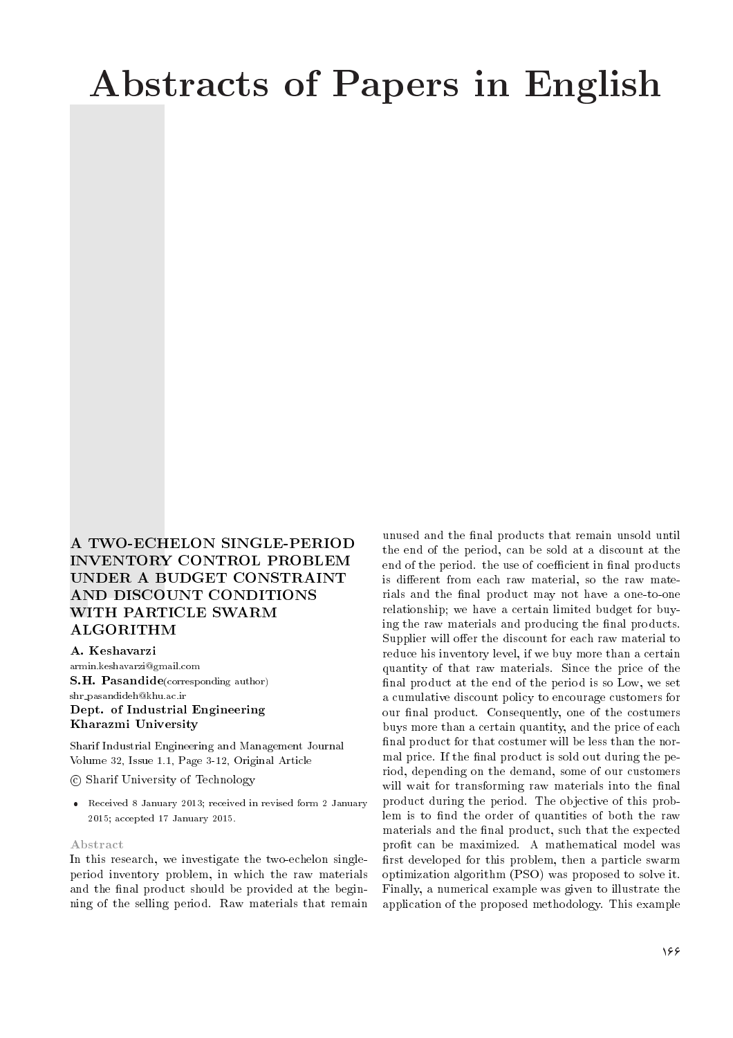# Abstracts of Papers in English

## A TWO-ECHELON SINGLE-PERIOD INVENTORY CONTROL PROBLEM UNDER A BUDGET CONSTRAINT AND DISCOUNT CONDITIONS WITH PARTICLE SWARM ALGORITHM

**A. Keshavarzi**
armin.keshavarzi@gmail.com
**S.H. Pasandide**(corresponding author)
shr_pasandideh@khu.ac.ir
**Dept. of Industrial Engineering**
**Kharazmi University**

Sharif Industrial Engineering and Management Journal
Volume 32, Issue 1.1, Page 3-12, Original Article

© Sharif University of Technology

- Received 8 January 2013; received in revised form 2 January 2015; accepted 17 January 2015.

### Abstract

In this research, we investigate the two-echelon single-period inventory problem, in which the raw materials and the final product should be provided at the beginning of the selling period. Raw materials that remain unused and the final products that remain unsold until the end of the period, can be sold at a discount at the end of the period. the use of coefficient in final products is different from each raw material, so the raw materials and the final product may not have a one-to-one relationship; we have a certain limited budget for buying the raw materials and producing the final products. Supplier will offer the discount for each raw material to reduce his inventory level, if we buy more than a certain quantity of that raw materials. Since the price of the final product at the end of the period is so Low, we set a cumulative discount policy to encourage customers for our final product. Consequently, one of the costumers buys more than a certain quantity, and the price of each final product for that costumer will be less than the normal price. If the final product is sold out during the period, depending on the demand, some of our customers will wait for transforming raw materials into the final product during the period. The objective of this problem is to find the order of quantities of both the raw materials and the final product, such that the expected profit can be maximized. A mathematical model was first developed for this problem, then a particle swarm optimization algorithm (PSO) was proposed to solve it. Finally, a numerical example was given to illustrate the application of the proposed methodology. This example